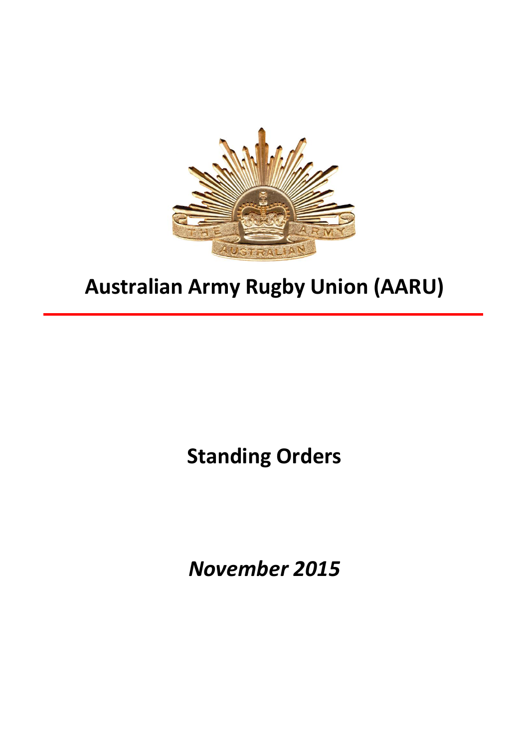# Australian Army Rugby Union (AARU)

## Standing Orders

***November 2015***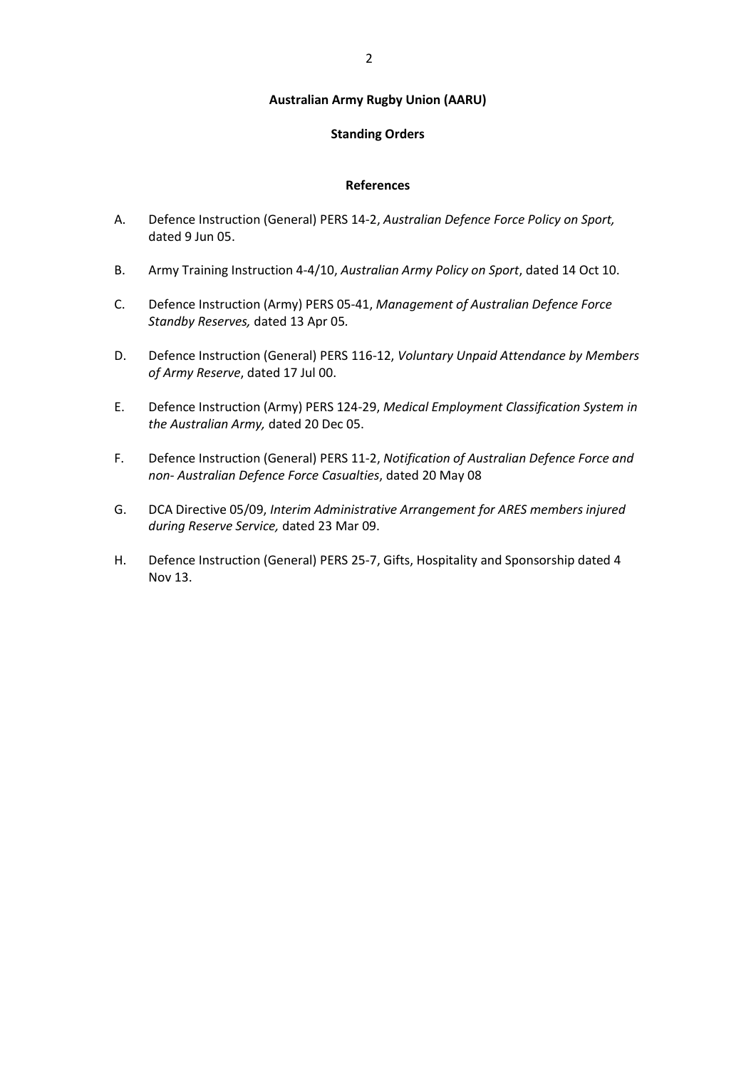**Australian Army Rugby Union (AARU)**

**Standing Orders**

**References**

A. Defence Instruction (General) PERS 14-2, *Australian Defence Force Policy on Sport,* dated 9 Jun 05.

B. Army Training Instruction 4-4/10, *Australian Army Policy on Sport*, dated 14 Oct 10.

C. Defence Instruction (Army) PERS 05-41, *Management of Australian Defence Force Standby Reserves,* dated 13 Apr 05.

D. Defence Instruction (General) PERS 116-12, *Voluntary Unpaid Attendance by Members of Army Reserve*, dated 17 Jul 00.

E. Defence Instruction (Army) PERS 124-29, *Medical Employment Classification System in the Australian Army,* dated 20 Dec 05.

F. Defence Instruction (General) PERS 11-2, *Notification of Australian Defence Force and non- Australian Defence Force Casualties*, dated 20 May 08

G. DCA Directive 05/09, *Interim Administrative Arrangement for ARES members injured during Reserve Service,* dated 23 Mar 09.

H. Defence Instruction (General) PERS 25-7, Gifts, Hospitality and Sponsorship dated 4 Nov 13.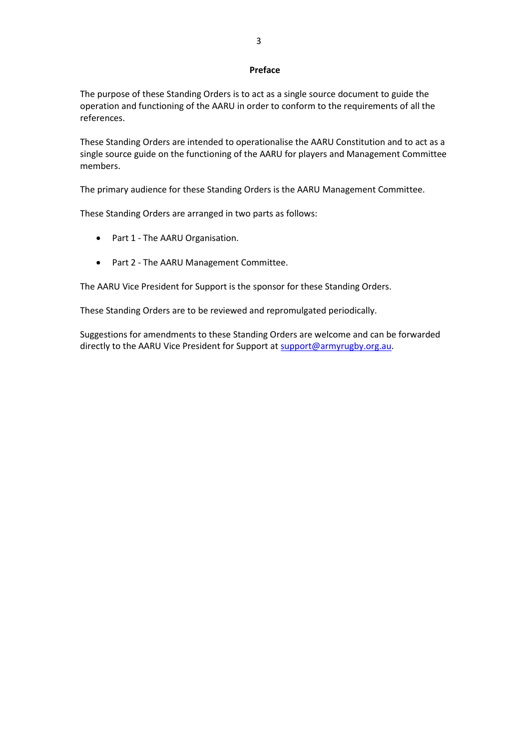## Preface

The purpose of these Standing Orders is to act as a single source document to guide the operation and functioning of the AARU in order to conform to the requirements of all the references.

These Standing Orders are intended to operationalise the AARU Constitution and to act as a single source guide on the functioning of the AARU for players and Management Committee members.

The primary audience for these Standing Orders is the AARU Management Committee.

These Standing Orders are arranged in two parts as follows:

- Part 1 - The AARU Organisation.
- Part 2 - The AARU Management Committee.

The AARU Vice President for Support is the sponsor for these Standing Orders.

These Standing Orders are to be reviewed and repromulgated periodically.

Suggestions for amendments to these Standing Orders are welcome and can be forwarded directly to the AARU Vice President for Support at support@armyrugby.org.au.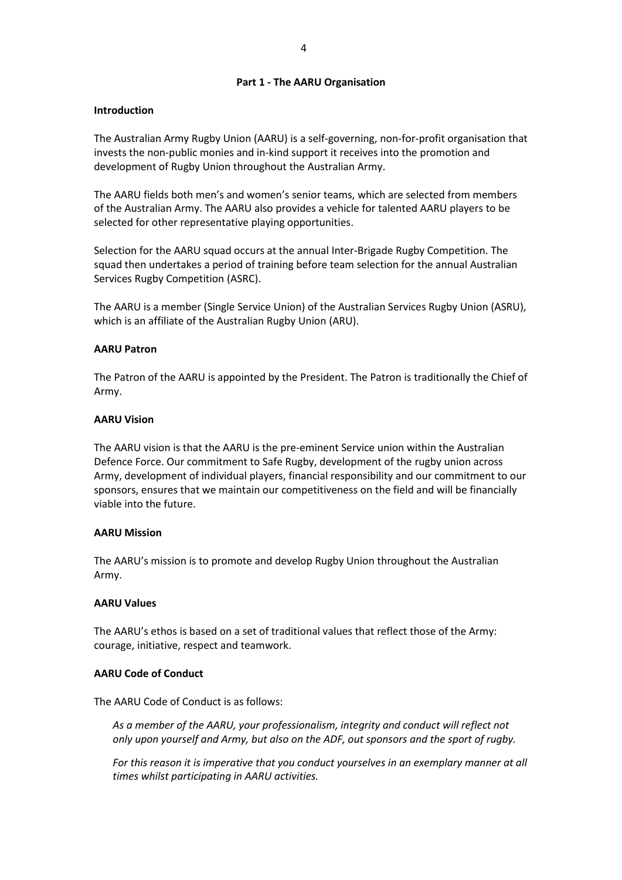## Part 1 - The AARU Organisation

### Introduction

The Australian Army Rugby Union (AARU) is a self-governing, non-for-profit organisation that invests the non-public monies and in-kind support it receives into the promotion and development of Rugby Union throughout the Australian Army.

The AARU fields both men's and women's senior teams, which are selected from members of the Australian Army. The AARU also provides a vehicle for talented AARU players to be selected for other representative playing opportunities.

Selection for the AARU squad occurs at the annual Inter-Brigade Rugby Competition. The squad then undertakes a period of training before team selection for the annual Australian Services Rugby Competition (ASRC).

The AARU is a member (Single Service Union) of the Australian Services Rugby Union (ASRU), which is an affiliate of the Australian Rugby Union (ARU).

### AARU Patron

The Patron of the AARU is appointed by the President. The Patron is traditionally the Chief of Army.

### AARU Vision

The AARU vision is that the AARU is the pre-eminent Service union within the Australian Defence Force. Our commitment to Safe Rugby, development of the rugby union across Army, development of individual players, financial responsibility and our commitment to our sponsors, ensures that we maintain our competitiveness on the field and will be financially viable into the future.

### AARU Mission

The AARU's mission is to promote and develop Rugby Union throughout the Australian Army.

### AARU Values

The AARU's ethos is based on a set of traditional values that reflect those of the Army: courage, initiative, respect and teamwork.

### AARU Code of Conduct

The AARU Code of Conduct is as follows:

> *As a member of the AARU, your professionalism, integrity and conduct will reflect not only upon yourself and Army, but also on the ADF, out sponsors and the sport of rugby.*
>
> *For this reason it is imperative that you conduct yourselves in an exemplary manner at all times whilst participating in AARU activities.*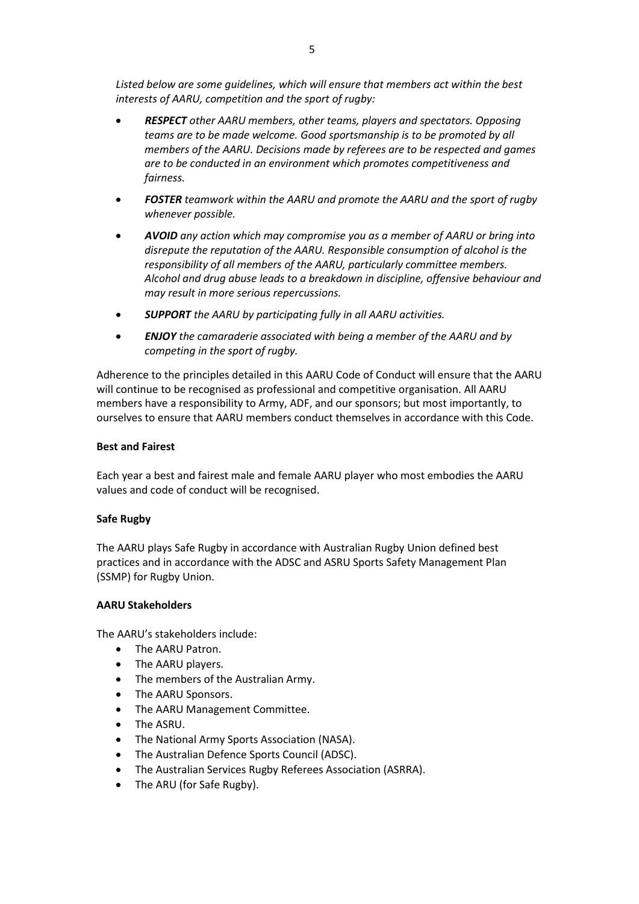*Listed below are some guidelines, which will ensure that members act within the best interests of AARU, competition and the sport of rugby:*

- ***RESPECT** other AARU members, other teams, players and spectators. Opposing teams are to be made welcome. Good sportsmanship is to be promoted by all members of the AARU. Decisions made by referees are to be respected and games are to be conducted in an environment which promotes competitiveness and fairness.*
- ***FOSTER** teamwork within the AARU and promote the AARU and the sport of rugby whenever possible.*
- ***AVOID** any action which may compromise you as a member of AARU or bring into disrepute the reputation of the AARU. Responsible consumption of alcohol is the responsibility of all members of the AARU, particularly committee members. Alcohol and drug abuse leads to a breakdown in discipline, offensive behaviour and may result in more serious repercussions.*
- ***SUPPORT** the AARU by participating fully in all AARU activities.*
- ***ENJOY** the camaraderie associated with being a member of the AARU and by competing in the sport of rugby.*

Adherence to the principles detailed in this AARU Code of Conduct will ensure that the AARU will continue to be recognised as professional and competitive organisation. All AARU members have a responsibility to Army, ADF, and our sponsors; but most importantly, to ourselves to ensure that AARU members conduct themselves in accordance with this Code.

**Best and Fairest**

Each year a best and fairest male and female AARU player who most embodies the AARU values and code of conduct will be recognised.

**Safe Rugby**

The AARU plays Safe Rugby in accordance with Australian Rugby Union defined best practices and in accordance with the ADSC and ASRU Sports Safety Management Plan (SSMP) for Rugby Union.

**AARU Stakeholders**

The AARU's stakeholders include:

- The AARU Patron.
- The AARU players.
- The members of the Australian Army.
- The AARU Sponsors.
- The AARU Management Committee.
- The ASRU.
- The National Army Sports Association (NASA).
- The Australian Defence Sports Council (ADSC).
- The Australian Services Rugby Referees Association (ASRRA).
- The ARU (for Safe Rugby).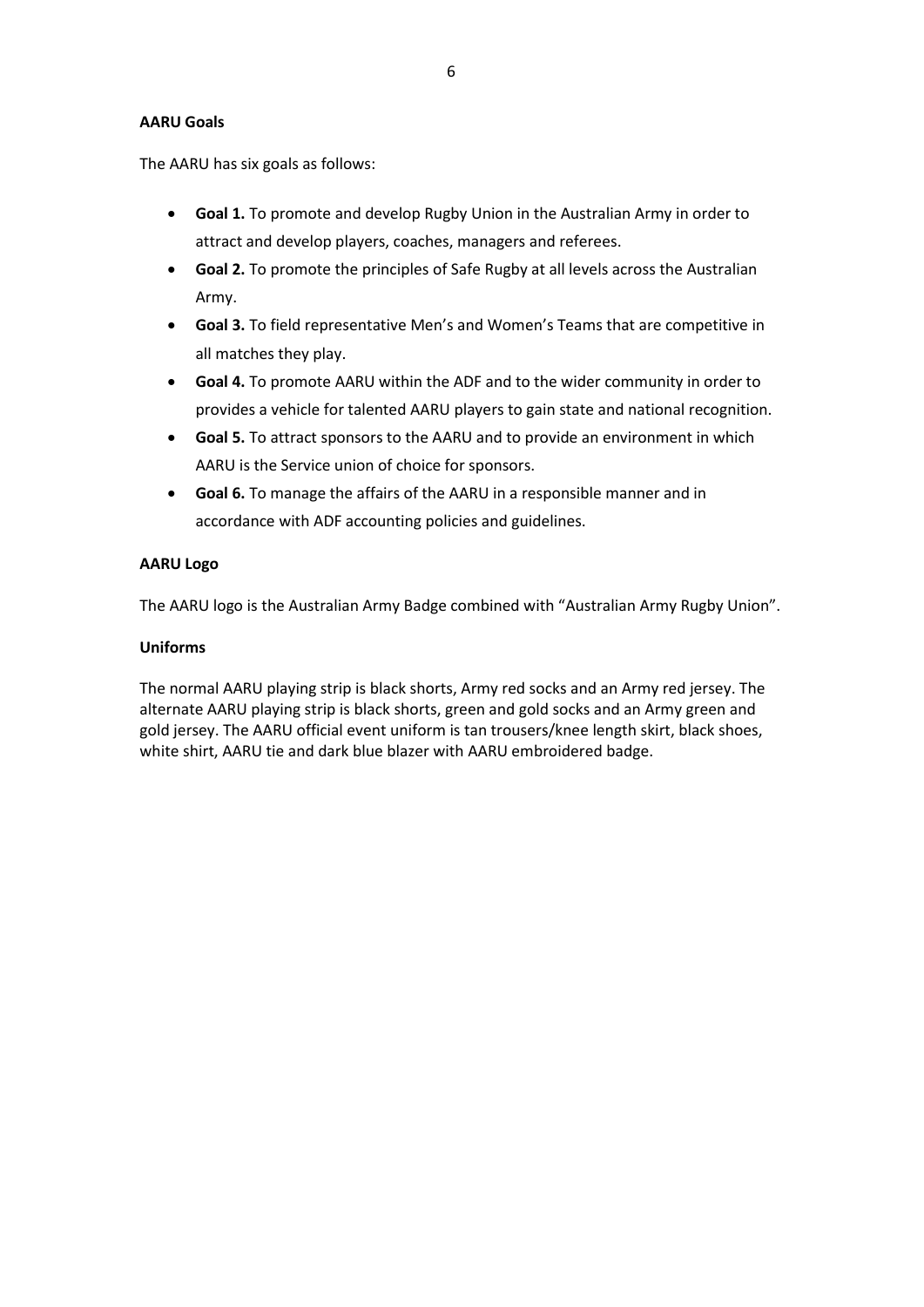**AARU Goals**

The AARU has six goals as follows:

- **Goal 1.** To promote and develop Rugby Union in the Australian Army in order to attract and develop players, coaches, managers and referees.
- **Goal 2.** To promote the principles of Safe Rugby at all levels across the Australian Army.
- **Goal 3.** To field representative Men's and Women's Teams that are competitive in all matches they play.
- **Goal 4.** To promote AARU within the ADF and to the wider community in order to provides a vehicle for talented AARU players to gain state and national recognition.
- **Goal 5.** To attract sponsors to the AARU and to provide an environment in which AARU is the Service union of choice for sponsors.
- **Goal 6.** To manage the affairs of the AARU in a responsible manner and in accordance with ADF accounting policies and guidelines.

**AARU Logo**

The AARU logo is the Australian Army Badge combined with "Australian Army Rugby Union".

**Uniforms**

The normal AARU playing strip is black shorts, Army red socks and an Army red jersey. The alternate AARU playing strip is black shorts, green and gold socks and an Army green and gold jersey. The AARU official event uniform is tan trousers/knee length skirt, black shoes, white shirt, AARU tie and dark blue blazer with AARU embroidered badge.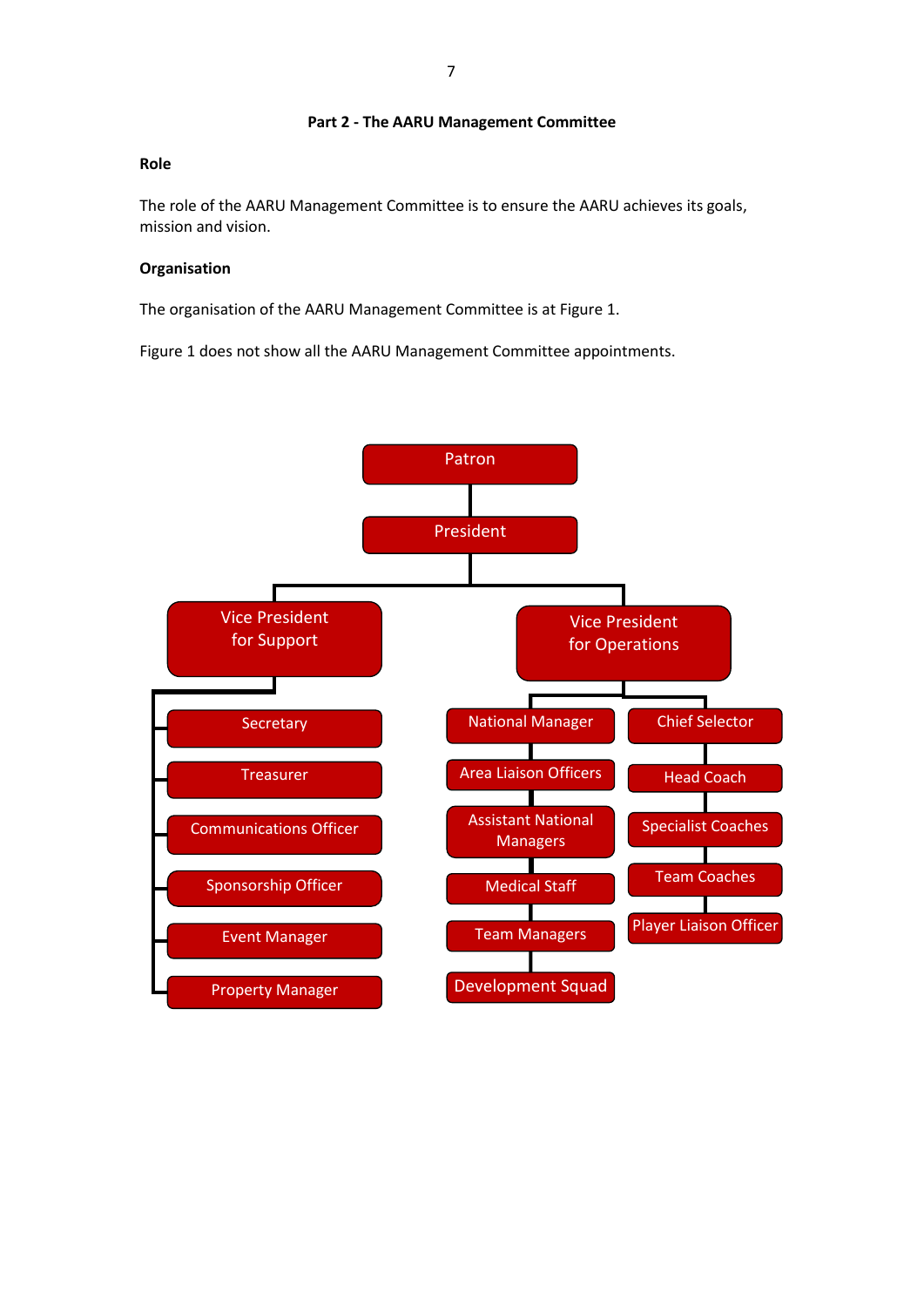## Part 2 - The AARU Management Committee

### Role

The role of the AARU Management Committee is to ensure the AARU achieves its goals, mission and vision.

### Organisation

The organisation of the AARU Management Committee is at Figure 1.

Figure 1 does not show all the AARU Management Committee appointments.

- Patron
  - President
    - Vice President for Support
      - Secretary
      - Treasurer
      - Communications Officer
      - Sponsorship Officer
      - Event Manager
      - Property Manager
    - Vice President for Operations
      - National Manager
        - Area Liaison Officers
        - Assistant National Managers
        - Medical Staff
        - Team Managers
        - Development Squad
      - Chief Selector
        - Head Coach
        - Specialist Coaches
        - Team Coaches
        - Player Liaison Officer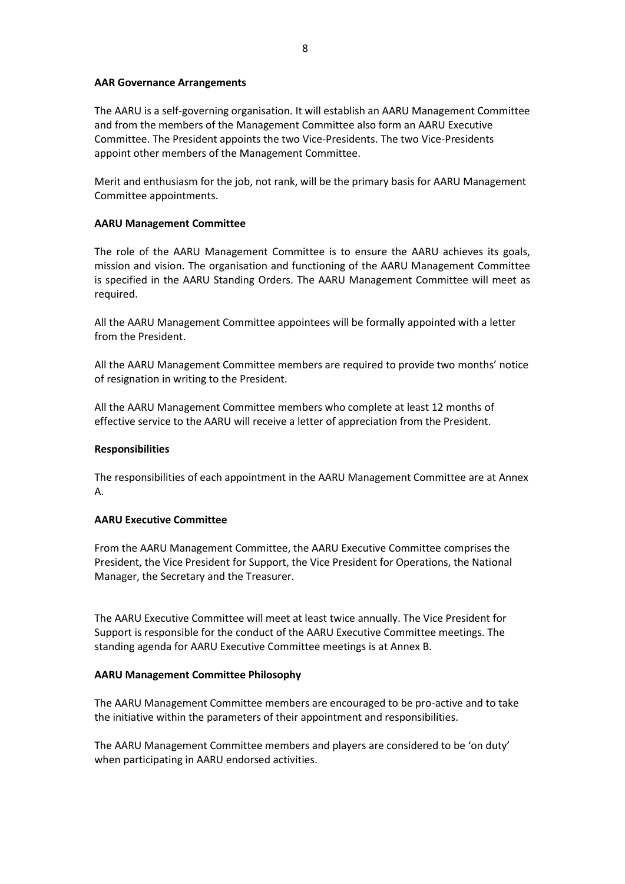**AAR Governance Arrangements**

The AARU is a self-governing organisation. It will establish an AARU Management Committee and from the members of the Management Committee also form an AARU Executive Committee. The President appoints the two Vice-Presidents. The two Vice-Presidents appoint other members of the Management Committee.

Merit and enthusiasm for the job, not rank, will be the primary basis for AARU Management Committee appointments.

**AARU Management Committee**

The role of the AARU Management Committee is to ensure the AARU achieves its goals, mission and vision. The organisation and functioning of the AARU Management Committee is specified in the AARU Standing Orders. The AARU Management Committee will meet as required.

All the AARU Management Committee appointees will be formally appointed with a letter from the President.

All the AARU Management Committee members are required to provide two months' notice of resignation in writing to the President.

All the AARU Management Committee members who complete at least 12 months of effective service to the AARU will receive a letter of appreciation from the President.

**Responsibilities**

The responsibilities of each appointment in the AARU Management Committee are at Annex A.

**AARU Executive Committee**

From the AARU Management Committee, the AARU Executive Committee comprises the President, the Vice President for Support, the Vice President for Operations, the National Manager, the Secretary and the Treasurer.

The AARU Executive Committee will meet at least twice annually. The Vice President for Support is responsible for the conduct of the AARU Executive Committee meetings. The standing agenda for AARU Executive Committee meetings is at Annex B.

**AARU Management Committee Philosophy**

The AARU Management Committee members are encouraged to be pro-active and to take the initiative within the parameters of their appointment and responsibilities.

The AARU Management Committee members and players are considered to be 'on duty' when participating in AARU endorsed activities.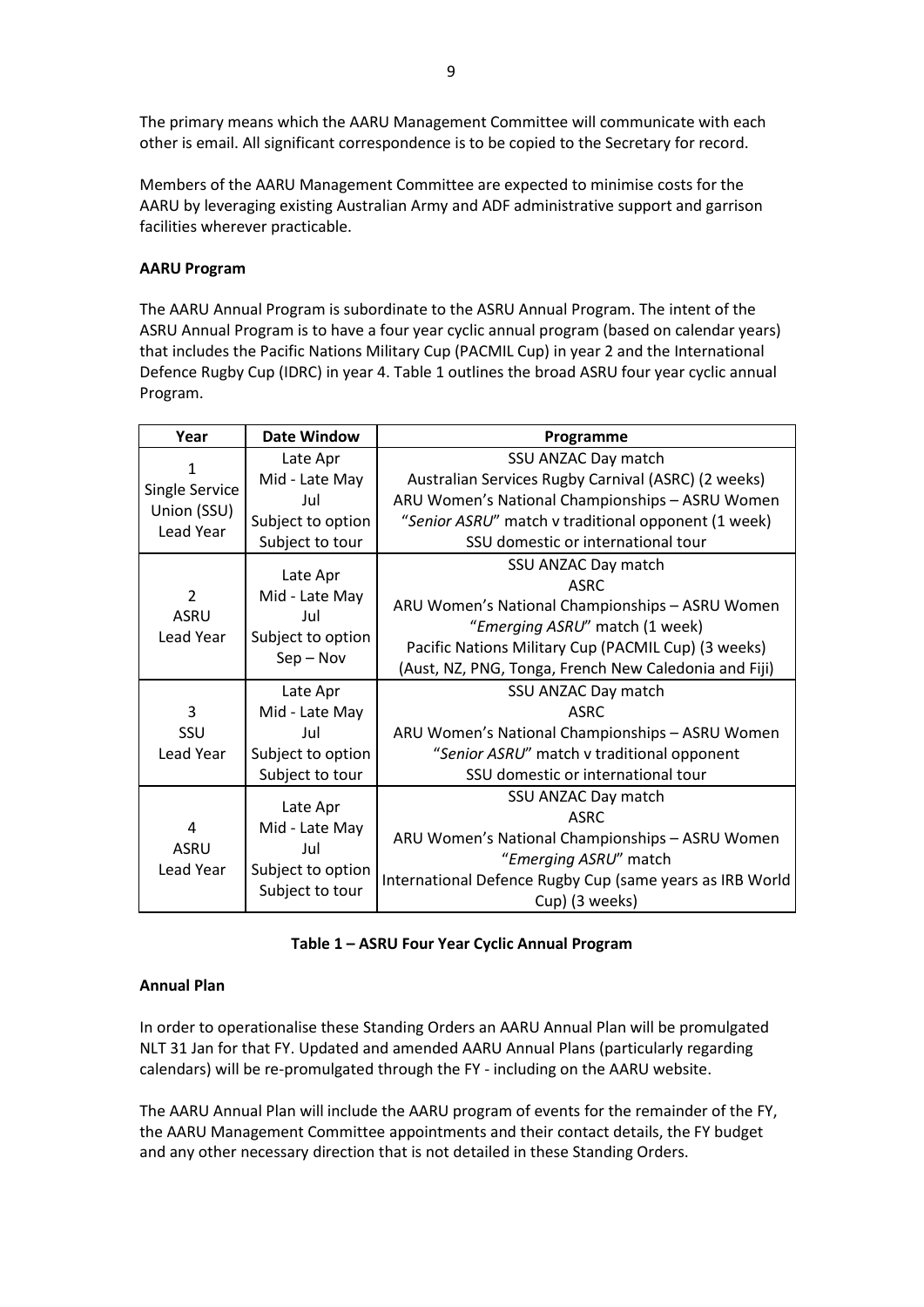The primary means which the AARU Management Committee will communicate with each other is email. All significant correspondence is to be copied to the Secretary for record.

Members of the AARU Management Committee are expected to minimise costs for the AARU by leveraging existing Australian Army and ADF administrative support and garrison facilities wherever practicable.

**AARU Program**

The AARU Annual Program is subordinate to the ASRU Annual Program. The intent of the ASRU Annual Program is to have a four year cyclic annual program (based on calendar years) that includes the Pacific Nations Military Cup (PACMIL Cup) in year 2 and the International Defence Rugby Cup (IDRC) in year 4. Table 1 outlines the broad ASRU four year cyclic annual Program.

| Year | Date Window | Programme |
|---|---|---|
| 1<br>Single Service Union (SSU) Lead Year | Late Apr<br>Mid - Late May<br>Jul<br>Subject to option<br>Subject to tour | SSU ANZAC Day match<br>Australian Services Rugby Carnival (ASRC) (2 weeks)<br>ARU Women's National Championships – ASRU Women<br>"*Senior ASRU*" match v traditional opponent (1 week)<br>SSU domestic or international tour |
| 2<br>ASRU<br>Lead Year | Late Apr<br>Mid - Late May<br>Jul<br>Subject to option<br>Sep – Nov | SSU ANZAC Day match<br>ASRC<br>ARU Women's National Championships – ASRU Women<br>"*Emerging ASRU*" match (1 week)<br>Pacific Nations Military Cup (PACMIL Cup) (3 weeks)<br>(Aust, NZ, PNG, Tonga, French New Caledonia and Fiji) |
| 3<br>SSU<br>Lead Year | Late Apr<br>Mid - Late May<br>Jul<br>Subject to option<br>Subject to tour | SSU ANZAC Day match<br>ASRC<br>ARU Women's National Championships – ASRU Women<br>"*Senior ASRU*" match v traditional opponent<br>SSU domestic or international tour |
| 4<br>ASRU<br>Lead Year | Late Apr<br>Mid - Late May<br>Jul<br>Subject to option<br>Subject to tour | SSU ANZAC Day match<br>ASRC<br>ARU Women's National Championships – ASRU Women<br>"*Emerging ASRU*" match<br>International Defence Rugby Cup (same years as IRB World Cup) (3 weeks) |

**Table 1 – ASRU Four Year Cyclic Annual Program**

**Annual Plan**

In order to operationalise these Standing Orders an AARU Annual Plan will be promulgated NLT 31 Jan for that FY. Updated and amended AARU Annual Plans (particularly regarding calendars) will be re-promulgated through the FY - including on the AARU website.

The AARU Annual Plan will include the AARU program of events for the remainder of the FY, the AARU Management Committee appointments and their contact details, the FY budget and any other necessary direction that is not detailed in these Standing Orders.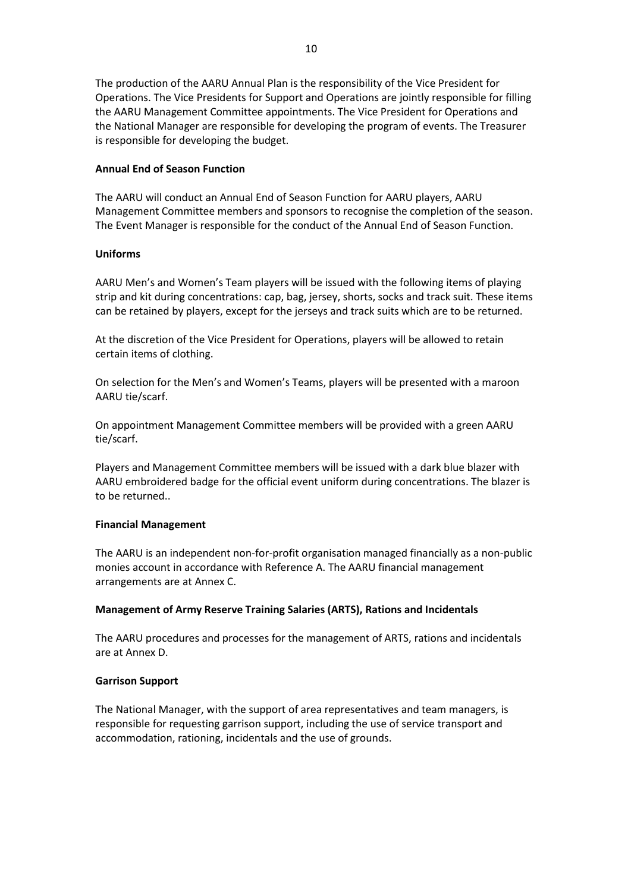The production of the AARU Annual Plan is the responsibility of the Vice President for Operations. The Vice Presidents for Support and Operations are jointly responsible for filling the AARU Management Committee appointments. The Vice President for Operations and the National Manager are responsible for developing the program of events. The Treasurer is responsible for developing the budget.

**Annual End of Season Function**

The AARU will conduct an Annual End of Season Function for AARU players, AARU Management Committee members and sponsors to recognise the completion of the season. The Event Manager is responsible for the conduct of the Annual End of Season Function.

**Uniforms**

AARU Men's and Women's Team players will be issued with the following items of playing strip and kit during concentrations: cap, bag, jersey, shorts, socks and track suit. These items can be retained by players, except for the jerseys and track suits which are to be returned.

At the discretion of the Vice President for Operations, players will be allowed to retain certain items of clothing.

On selection for the Men's and Women's Teams, players will be presented with a maroon AARU tie/scarf.

On appointment Management Committee members will be provided with a green AARU tie/scarf.

Players and Management Committee members will be issued with a dark blue blazer with AARU embroidered badge for the official event uniform during concentrations. The blazer is to be returned..

**Financial Management**

The AARU is an independent non-for-profit organisation managed financially as a non-public monies account in accordance with Reference A. The AARU financial management arrangements are at Annex C.

**Management of Army Reserve Training Salaries (ARTS), Rations and Incidentals**

The AARU procedures and processes for the management of ARTS, rations and incidentals are at Annex D.

**Garrison Support**

The National Manager, with the support of area representatives and team managers, is responsible for requesting garrison support, including the use of service transport and accommodation, rationing, incidentals and the use of grounds.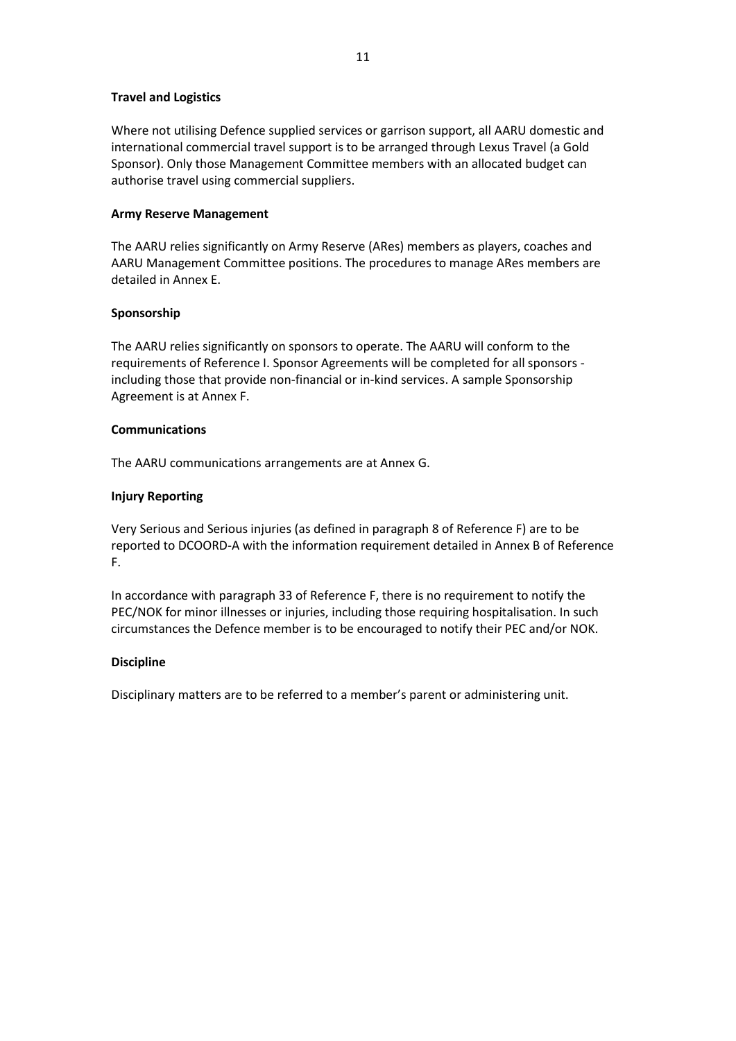**Travel and Logistics**

Where not utilising Defence supplied services or garrison support, all AARU domestic and international commercial travel support is to be arranged through Lexus Travel (a Gold Sponsor). Only those Management Committee members with an allocated budget can authorise travel using commercial suppliers.

**Army Reserve Management**

The AARU relies significantly on Army Reserve (ARes) members as players, coaches and AARU Management Committee positions. The procedures to manage ARes members are detailed in Annex E.

**Sponsorship**

The AARU relies significantly on sponsors to operate. The AARU will conform to the requirements of Reference I. Sponsor Agreements will be completed for all sponsors - including those that provide non-financial or in-kind services. A sample Sponsorship Agreement is at Annex F.

**Communications**

The AARU communications arrangements are at Annex G.

**Injury Reporting**

Very Serious and Serious injuries (as defined in paragraph 8 of Reference F) are to be reported to DCOORD-A with the information requirement detailed in Annex B of Reference F.

In accordance with paragraph 33 of Reference F, there is no requirement to notify the PEC/NOK for minor illnesses or injuries, including those requiring hospitalisation. In such circumstances the Defence member is to be encouraged to notify their PEC and/or NOK.

**Discipline**

Disciplinary matters are to be referred to a member's parent or administering unit.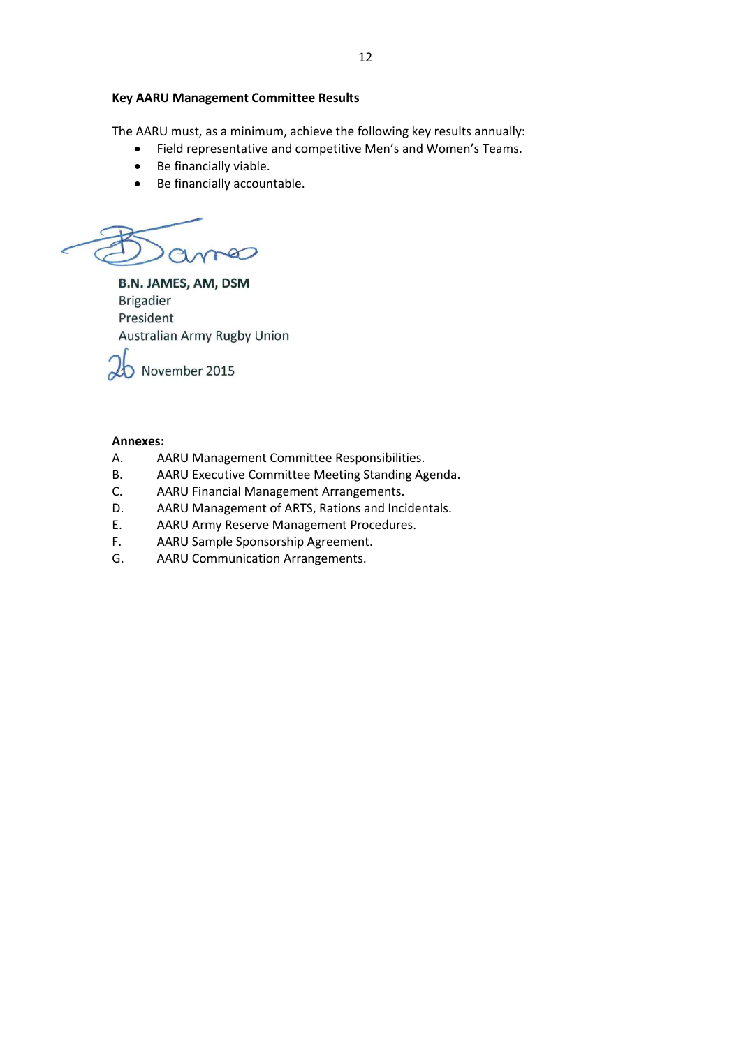**Key AARU Management Committee Results**

The AARU must, as a minimum, achieve the following key results annually:

- Field representative and competitive Men's and Women's Teams.
- Be financially viable.
- Be financially accountable.

**B.N. JAMES, AM, DSM**
Brigadier
President
Australian Army Rugby Union

26 November 2015

**Annexes:**

A. AARU Management Committee Responsibilities.
B. AARU Executive Committee Meeting Standing Agenda.
C. AARU Financial Management Arrangements.
D. AARU Management of ARTS, Rations and Incidentals.
E. AARU Army Reserve Management Procedures.
F. AARU Sample Sponsorship Agreement.
G. AARU Communication Arrangements.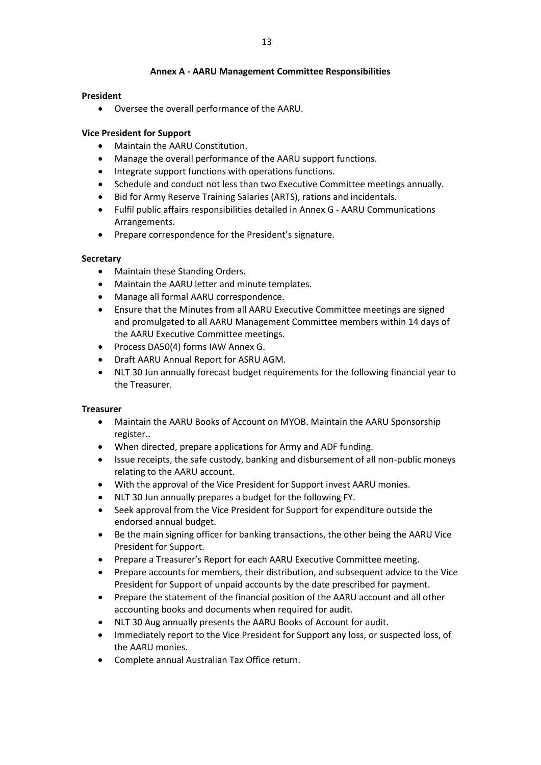# Annex A - AARU Management Committee Responsibilities

**President**

- Oversee the overall performance of the AARU.

**Vice President for Support**

- Maintain the AARU Constitution.
- Manage the overall performance of the AARU support functions.
- Integrate support functions with operations functions.
- Schedule and conduct not less than two Executive Committee meetings annually.
- Bid for Army Reserve Training Salaries (ARTS), rations and incidentals.
- Fulfil public affairs responsibilities detailed in Annex G - AARU Communications Arrangements.
- Prepare correspondence for the President's signature.

**Secretary**

- Maintain these Standing Orders.
- Maintain the AARU letter and minute templates.
- Manage all formal AARU correspondence.
- Ensure that the Minutes from all AARU Executive Committee meetings are signed and promulgated to all AARU Management Committee members within 14 days of the AARU Executive Committee meetings.
- Process DA50(4) forms IAW Annex G.
- Draft AARU Annual Report for ASRU AGM.
- NLT 30 Jun annually forecast budget requirements for the following financial year to the Treasurer.

**Treasurer**

- Maintain the AARU Books of Account on MYOB. Maintain the AARU Sponsorship register..
- When directed, prepare applications for Army and ADF funding.
- Issue receipts, the safe custody, banking and disbursement of all non-public moneys relating to the AARU account.
- With the approval of the Vice President for Support invest AARU monies.
- NLT 30 Jun annually prepares a budget for the following FY.
- Seek approval from the Vice President for Support for expenditure outside the endorsed annual budget.
- Be the main signing officer for banking transactions, the other being the AARU Vice President for Support.
- Prepare a Treasurer's Report for each AARU Executive Committee meeting.
- Prepare accounts for members, their distribution, and subsequent advice to the Vice President for Support of unpaid accounts by the date prescribed for payment.
- Prepare the statement of the financial position of the AARU account and all other accounting books and documents when required for audit.
- NLT 30 Aug annually presents the AARU Books of Account for audit.
- Immediately report to the Vice President for Support any loss, or suspected loss, of the AARU monies.
- Complete annual Australian Tax Office return.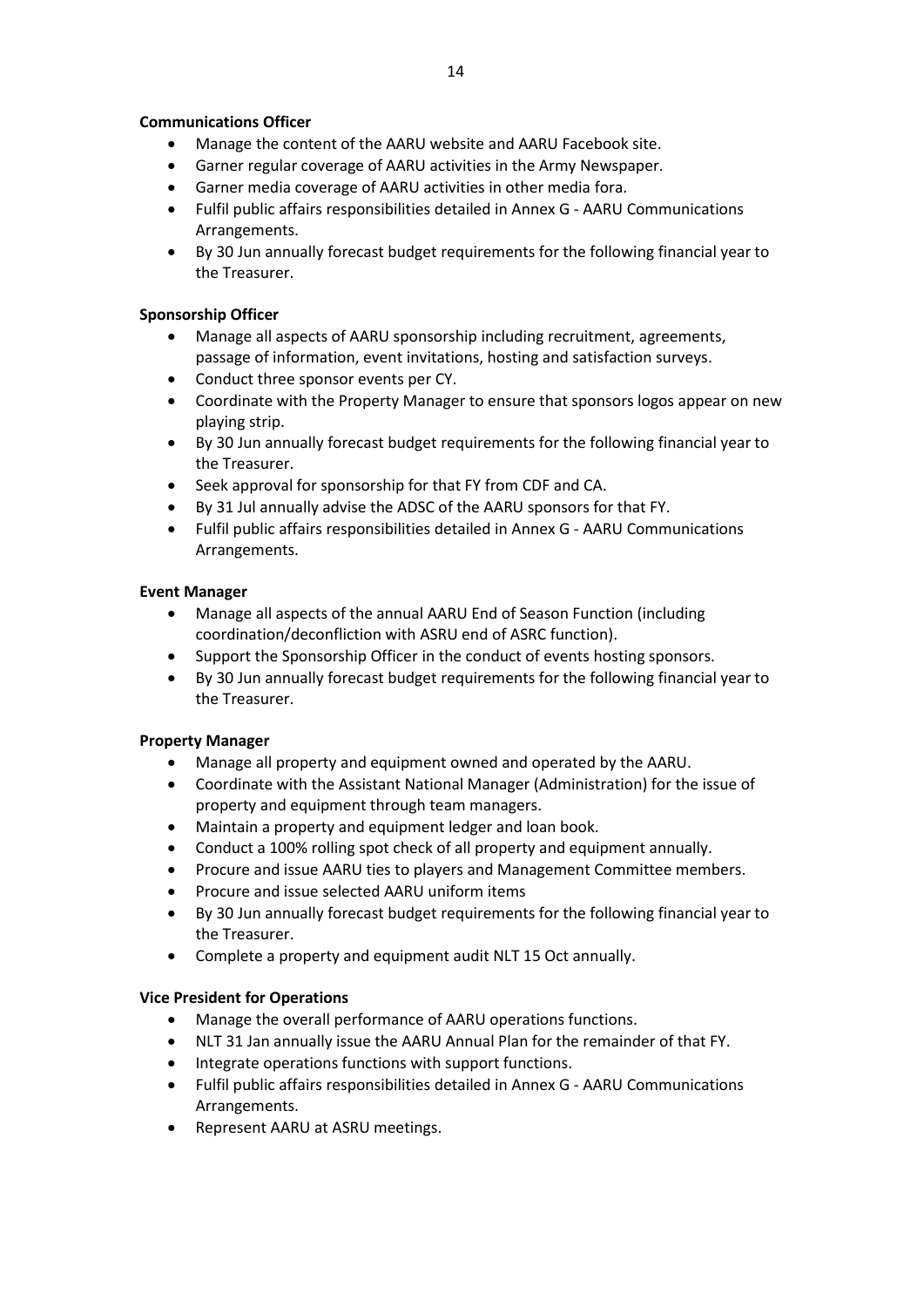**Communications Officer**

- Manage the content of the AARU website and AARU Facebook site.
- Garner regular coverage of AARU activities in the Army Newspaper.
- Garner media coverage of AARU activities in other media fora.
- Fulfil public affairs responsibilities detailed in Annex G - AARU Communications Arrangements.
- By 30 Jun annually forecast budget requirements for the following financial year to the Treasurer.

**Sponsorship Officer**

- Manage all aspects of AARU sponsorship including recruitment, agreements, passage of information, event invitations, hosting and satisfaction surveys.
- Conduct three sponsor events per CY.
- Coordinate with the Property Manager to ensure that sponsors logos appear on new playing strip.
- By 30 Jun annually forecast budget requirements for the following financial year to the Treasurer.
- Seek approval for sponsorship for that FY from CDF and CA.
- By 31 Jul annually advise the ADSC of the AARU sponsors for that FY.
- Fulfil public affairs responsibilities detailed in Annex G - AARU Communications Arrangements.

**Event Manager**

- Manage all aspects of the annual AARU End of Season Function (including coordination/deconfliction with ASRU end of ASRC function).
- Support the Sponsorship Officer in the conduct of events hosting sponsors.
- By 30 Jun annually forecast budget requirements for the following financial year to the Treasurer.

**Property Manager**

- Manage all property and equipment owned and operated by the AARU.
- Coordinate with the Assistant National Manager (Administration) for the issue of property and equipment through team managers.
- Maintain a property and equipment ledger and loan book.
- Conduct a 100% rolling spot check of all property and equipment annually.
- Procure and issue AARU ties to players and Management Committee members.
- Procure and issue selected AARU uniform items
- By 30 Jun annually forecast budget requirements for the following financial year to the Treasurer.
- Complete a property and equipment audit NLT 15 Oct annually.

**Vice President for Operations**

- Manage the overall performance of AARU operations functions.
- NLT 31 Jan annually issue the AARU Annual Plan for the remainder of that FY.
- Integrate operations functions with support functions.
- Fulfil public affairs responsibilities detailed in Annex G - AARU Communications Arrangements.
- Represent AARU at ASRU meetings.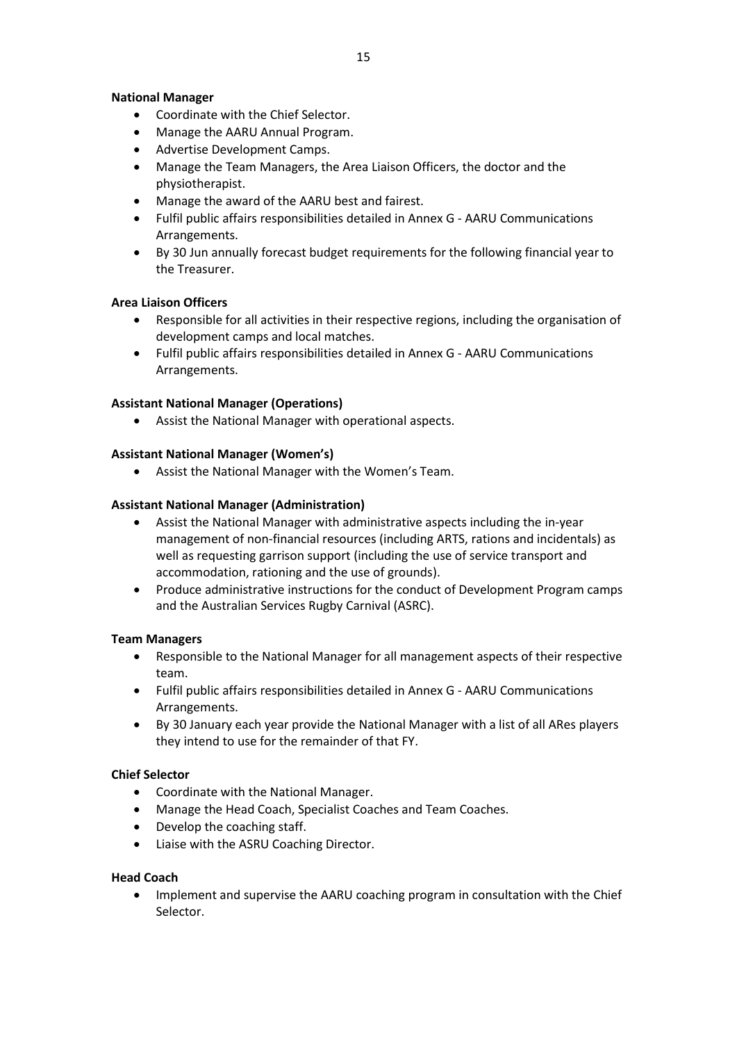**National Manager**

- Coordinate with the Chief Selector.
- Manage the AARU Annual Program.
- Advertise Development Camps.
- Manage the Team Managers, the Area Liaison Officers, the doctor and the physiotherapist.
- Manage the award of the AARU best and fairest.
- Fulfil public affairs responsibilities detailed in Annex G - AARU Communications Arrangements.
- By 30 Jun annually forecast budget requirements for the following financial year to the Treasurer.

**Area Liaison Officers**

- Responsible for all activities in their respective regions, including the organisation of development camps and local matches.
- Fulfil public affairs responsibilities detailed in Annex G - AARU Communications Arrangements.

**Assistant National Manager (Operations)**

- Assist the National Manager with operational aspects.

**Assistant National Manager (Women's)**

- Assist the National Manager with the Women's Team.

**Assistant National Manager (Administration)**

- Assist the National Manager with administrative aspects including the in-year management of non-financial resources (including ARTS, rations and incidentals) as well as requesting garrison support (including the use of service transport and accommodation, rationing and the use of grounds).
- Produce administrative instructions for the conduct of Development Program camps and the Australian Services Rugby Carnival (ASRC).

**Team Managers**

- Responsible to the National Manager for all management aspects of their respective team.
- Fulfil public affairs responsibilities detailed in Annex G - AARU Communications Arrangements.
- By 30 January each year provide the National Manager with a list of all ARes players they intend to use for the remainder of that FY.

**Chief Selector**

- Coordinate with the National Manager.
- Manage the Head Coach, Specialist Coaches and Team Coaches.
- Develop the coaching staff.
- Liaise with the ASRU Coaching Director.

**Head Coach**

- Implement and supervise the AARU coaching program in consultation with the Chief Selector.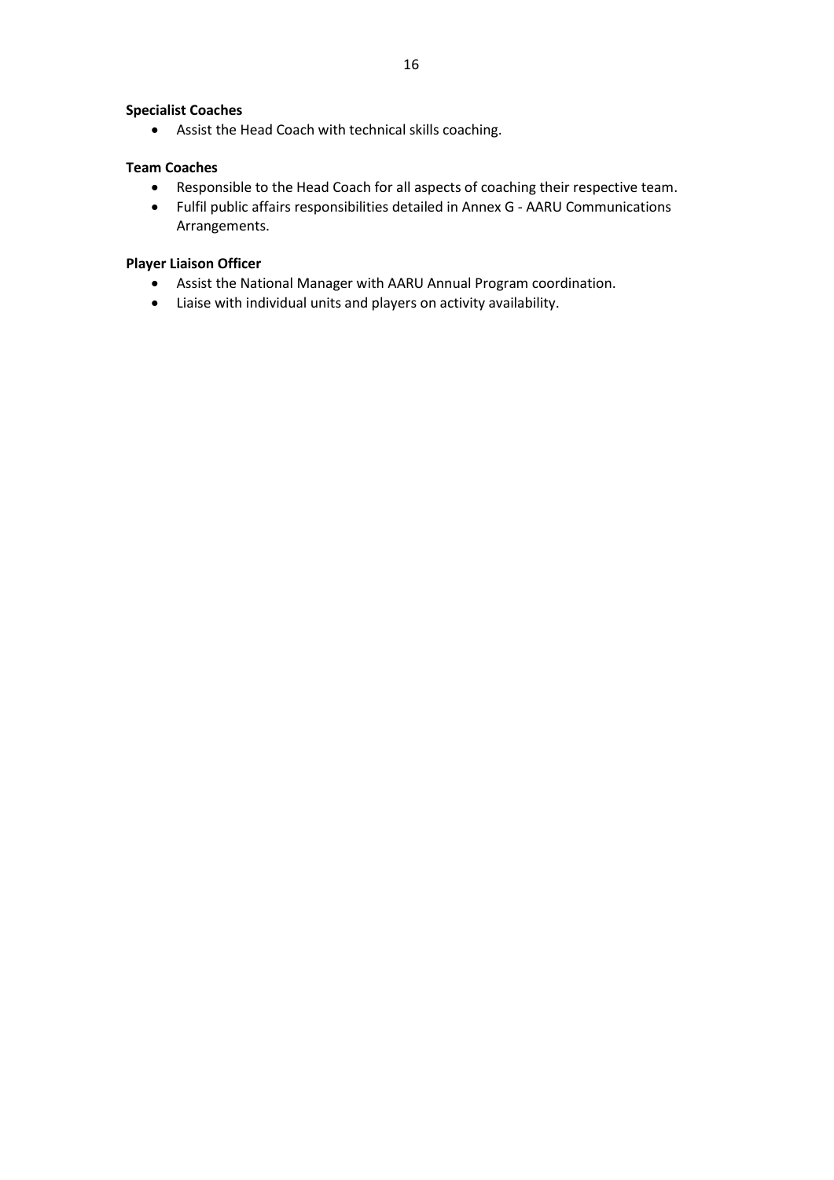**Specialist Coaches**

- Assist the Head Coach with technical skills coaching.

**Team Coaches**

- Responsible to the Head Coach for all aspects of coaching their respective team.
- Fulfil public affairs responsibilities detailed in Annex G - AARU Communications Arrangements.

**Player Liaison Officer**

- Assist the National Manager with AARU Annual Program coordination.
- Liaise with individual units and players on activity availability.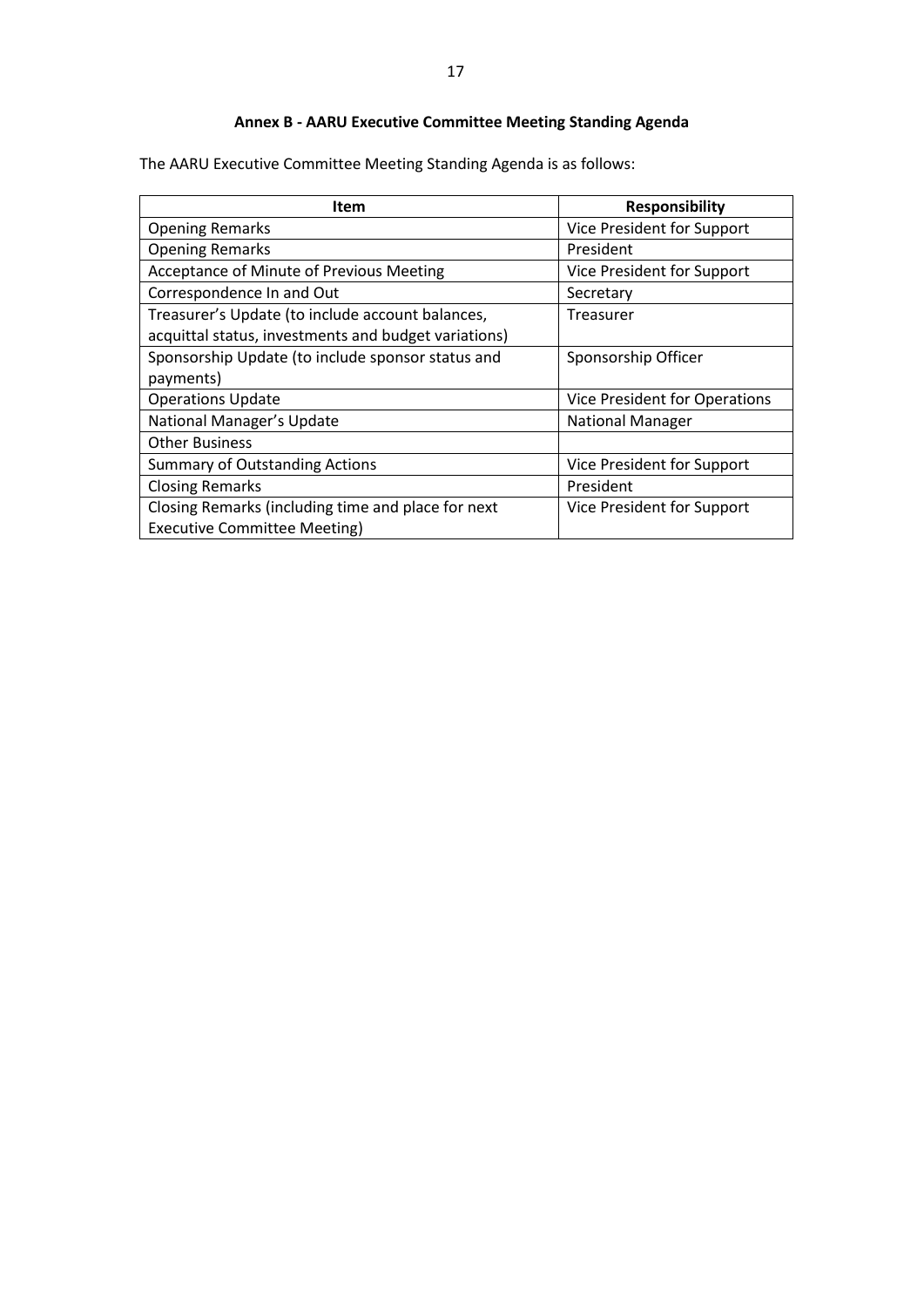## Annex B - AARU Executive Committee Meeting Standing Agenda

The AARU Executive Committee Meeting Standing Agenda is as follows:

| Item | Responsibility |
|---|---|
| Opening Remarks | Vice President for Support |
| Opening Remarks | President |
| Acceptance of Minute of Previous Meeting | Vice President for Support |
| Correspondence In and Out | Secretary |
| Treasurer's Update (to include account balances, acquittal status, investments and budget variations) | Treasurer |
| Sponsorship Update (to include sponsor status and payments) | Sponsorship Officer |
| Operations Update | Vice President for Operations |
| National Manager's Update | National Manager |
| Other Business | |
| Summary of Outstanding Actions | Vice President for Support |
| Closing Remarks | President |
| Closing Remarks (including time and place for next Executive Committee Meeting) | Vice President for Support |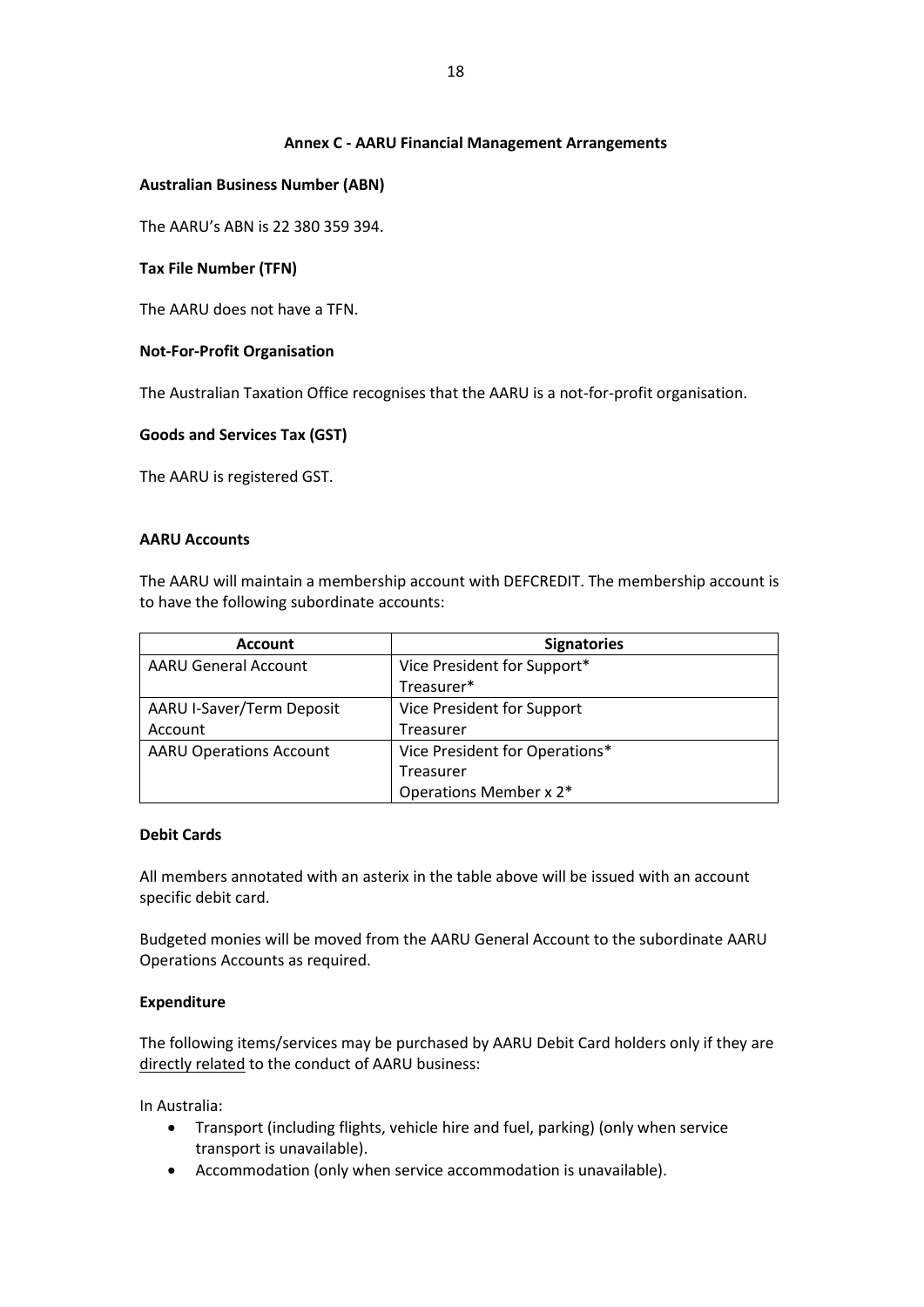## Annex C - AARU Financial Management Arrangements

**Australian Business Number (ABN)**

The AARU's ABN is 22 380 359 394.

**Tax File Number (TFN)**

The AARU does not have a TFN.

**Not-For-Profit Organisation**

The Australian Taxation Office recognises that the AARU is a not-for-profit organisation.

**Goods and Services Tax (GST)**

The AARU is registered GST.

**AARU Accounts**

The AARU will maintain a membership account with DEFCREDIT. The membership account is to have the following subordinate accounts:

| Account | Signatories |
| --- | --- |
| AARU General Account | Vice President for Support*<br>Treasurer* |
| AARU I-Saver/Term Deposit Account | Vice President for Support<br>Treasurer |
| AARU Operations Account | Vice President for Operations*<br>Treasurer<br>Operations Member x 2* |

**Debit Cards**

All members annotated with an asterix in the table above will be issued with an account specific debit card.

Budgeted monies will be moved from the AARU General Account to the subordinate AARU Operations Accounts as required.

**Expenditure**

The following items/services may be purchased by AARU Debit Card holders only if they are directly related to the conduct of AARU business:

In Australia:

- Transport (including flights, vehicle hire and fuel, parking) (only when service transport is unavailable).
- Accommodation (only when service accommodation is unavailable).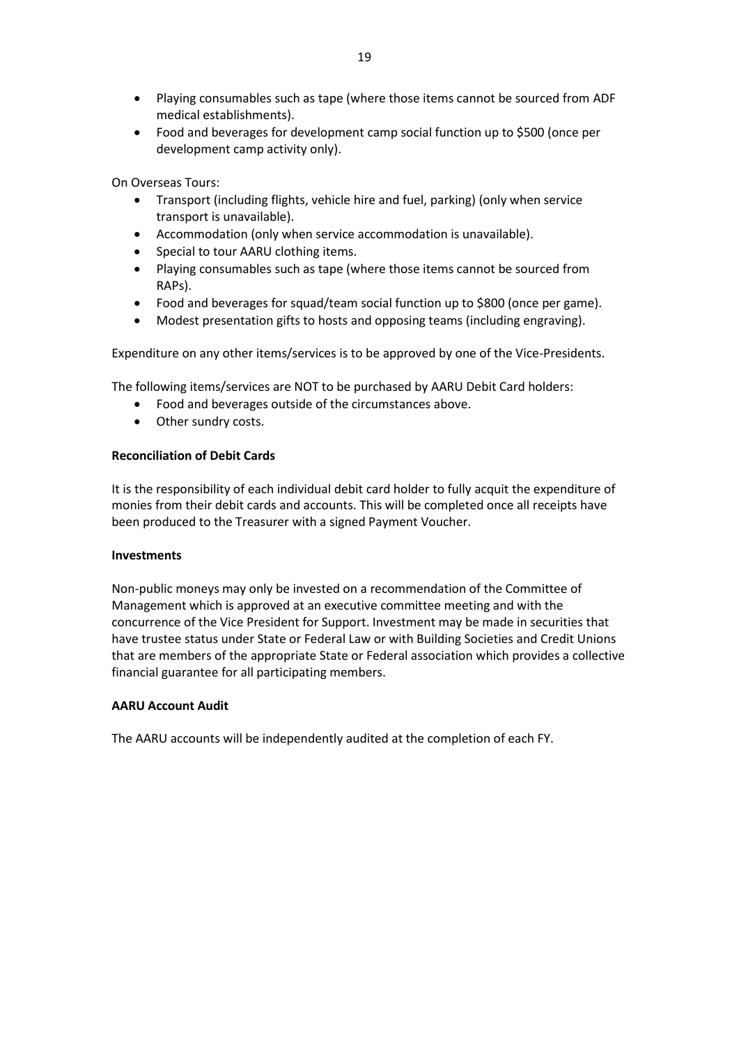- Playing consumables such as tape (where those items cannot be sourced from ADF medical establishments).
- Food and beverages for development camp social function up to $500 (once per development camp activity only).

On Overseas Tours:

- Transport (including flights, vehicle hire and fuel, parking) (only when service transport is unavailable).
- Accommodation (only when service accommodation is unavailable).
- Special to tour AARU clothing items.
- Playing consumables such as tape (where those items cannot be sourced from RAPs).
- Food and beverages for squad/team social function up to $800 (once per game).
- Modest presentation gifts to hosts and opposing teams (including engraving).

Expenditure on any other items/services is to be approved by one of the Vice-Presidents.

The following items/services are NOT to be purchased by AARU Debit Card holders:

- Food and beverages outside of the circumstances above.
- Other sundry costs.

**Reconciliation of Debit Cards**

It is the responsibility of each individual debit card holder to fully acquit the expenditure of monies from their debit cards and accounts. This will be completed once all receipts have been produced to the Treasurer with a signed Payment Voucher.

**Investments**

Non-public moneys may only be invested on a recommendation of the Committee of Management which is approved at an executive committee meeting and with the concurrence of the Vice President for Support. Investment may be made in securities that have trustee status under State or Federal Law or with Building Societies and Credit Unions that are members of the appropriate State or Federal association which provides a collective financial guarantee for all participating members.

**AARU Account Audit**

The AARU accounts will be independently audited at the completion of each FY.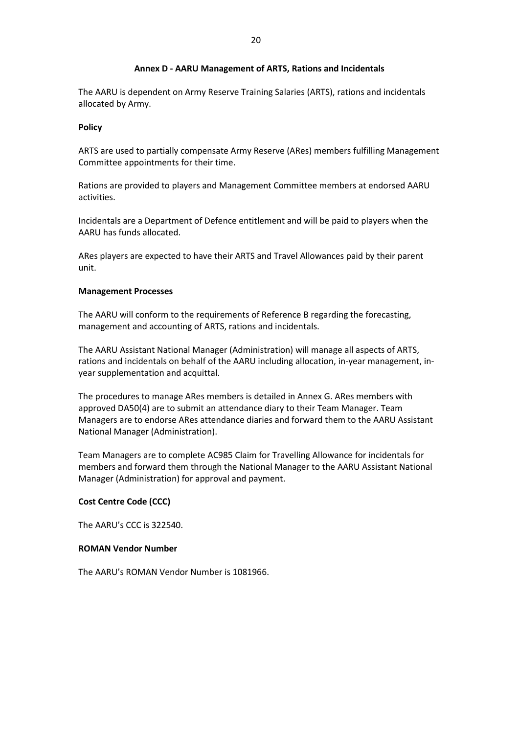## Annex D - AARU Management of ARTS, Rations and Incidentals

The AARU is dependent on Army Reserve Training Salaries (ARTS), rations and incidentals allocated by Army.

**Policy**

ARTS are used to partially compensate Army Reserve (ARes) members fulfilling Management Committee appointments for their time.

Rations are provided to players and Management Committee members at endorsed AARU activities.

Incidentals are a Department of Defence entitlement and will be paid to players when the AARU has funds allocated.

ARes players are expected to have their ARTS and Travel Allowances paid by their parent unit.

**Management Processes**

The AARU will conform to the requirements of Reference B regarding the forecasting, management and accounting of ARTS, rations and incidentals.

The AARU Assistant National Manager (Administration) will manage all aspects of ARTS, rations and incidentals on behalf of the AARU including allocation, in-year management, in-year supplementation and acquittal.

The procedures to manage ARes members is detailed in Annex G. ARes members with approved DA50(4) are to submit an attendance diary to their Team Manager. Team Managers are to endorse ARes attendance diaries and forward them to the AARU Assistant National Manager (Administration).

Team Managers are to complete AC985 Claim for Travelling Allowance for incidentals for members and forward them through the National Manager to the AARU Assistant National Manager (Administration) for approval and payment.

**Cost Centre Code (CCC)**

The AARU's CCC is 322540.

**ROMAN Vendor Number**

The AARU's ROMAN Vendor Number is 1081966.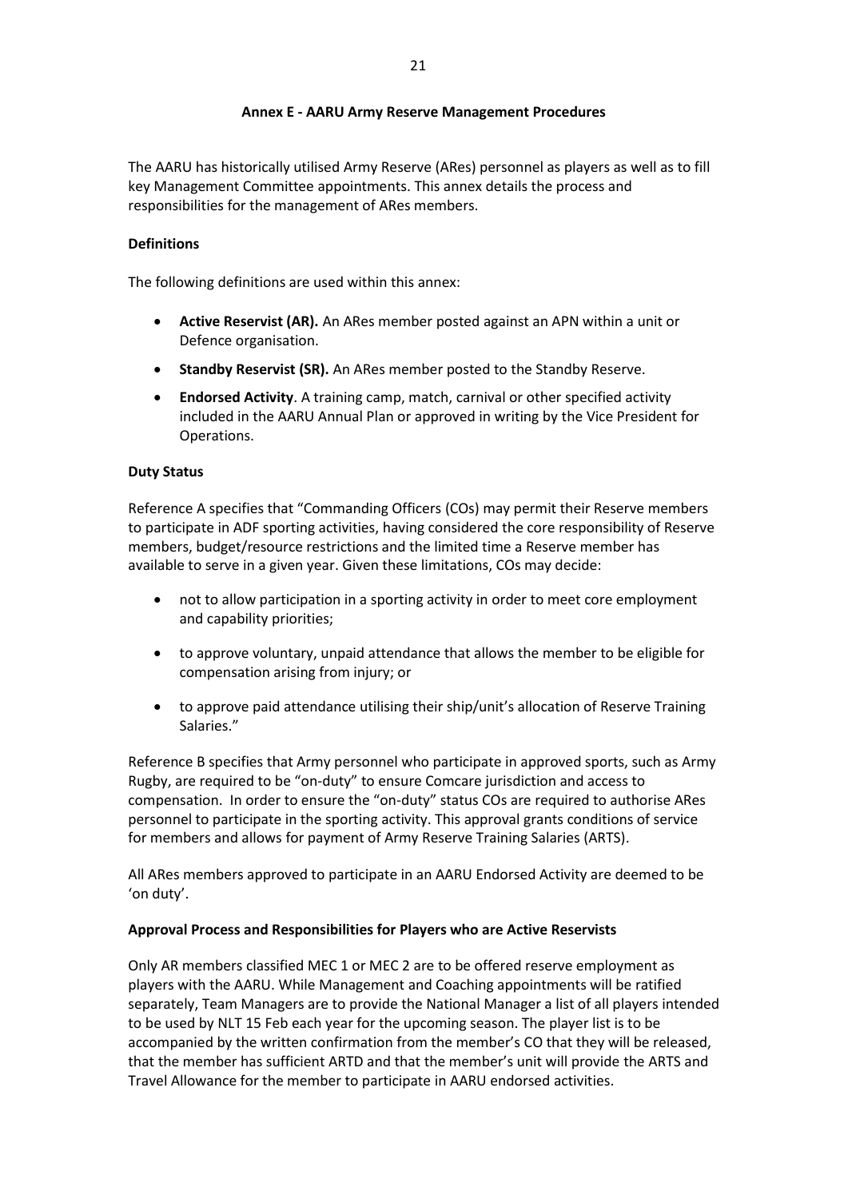## Annex E - AARU Army Reserve Management Procedures

The AARU has historically utilised Army Reserve (ARes) personnel as players as well as to fill key Management Committee appointments. This annex details the process and responsibilities for the management of ARes members.

**Definitions**

The following definitions are used within this annex:

- **Active Reservist (AR).** An ARes member posted against an APN within a unit or Defence organisation.
- **Standby Reservist (SR).** An ARes member posted to the Standby Reserve.
- **Endorsed Activity**. A training camp, match, carnival or other specified activity included in the AARU Annual Plan or approved in writing by the Vice President for Operations.

**Duty Status**

Reference A specifies that "Commanding Officers (COs) may permit their Reserve members to participate in ADF sporting activities, having considered the core responsibility of Reserve members, budget/resource restrictions and the limited time a Reserve member has available to serve in a given year. Given these limitations, COs may decide:

- not to allow participation in a sporting activity in order to meet core employment and capability priorities;
- to approve voluntary, unpaid attendance that allows the member to be eligible for compensation arising from injury; or
- to approve paid attendance utilising their ship/unit's allocation of Reserve Training Salaries."

Reference B specifies that Army personnel who participate in approved sports, such as Army Rugby, are required to be "on-duty" to ensure Comcare jurisdiction and access to compensation. In order to ensure the "on-duty" status COs are required to authorise ARes personnel to participate in the sporting activity. This approval grants conditions of service for members and allows for payment of Army Reserve Training Salaries (ARTS).

All ARes members approved to participate in an AARU Endorsed Activity are deemed to be 'on duty'.

**Approval Process and Responsibilities for Players who are Active Reservists**

Only AR members classified MEC 1 or MEC 2 are to be offered reserve employment as players with the AARU. While Management and Coaching appointments will be ratified separately, Team Managers are to provide the National Manager a list of all players intended to be used by NLT 15 Feb each year for the upcoming season. The player list is to be accompanied by the written confirmation from the member's CO that they will be released, that the member has sufficient ARTD and that the member's unit will provide the ARTS and Travel Allowance for the member to participate in AARU endorsed activities.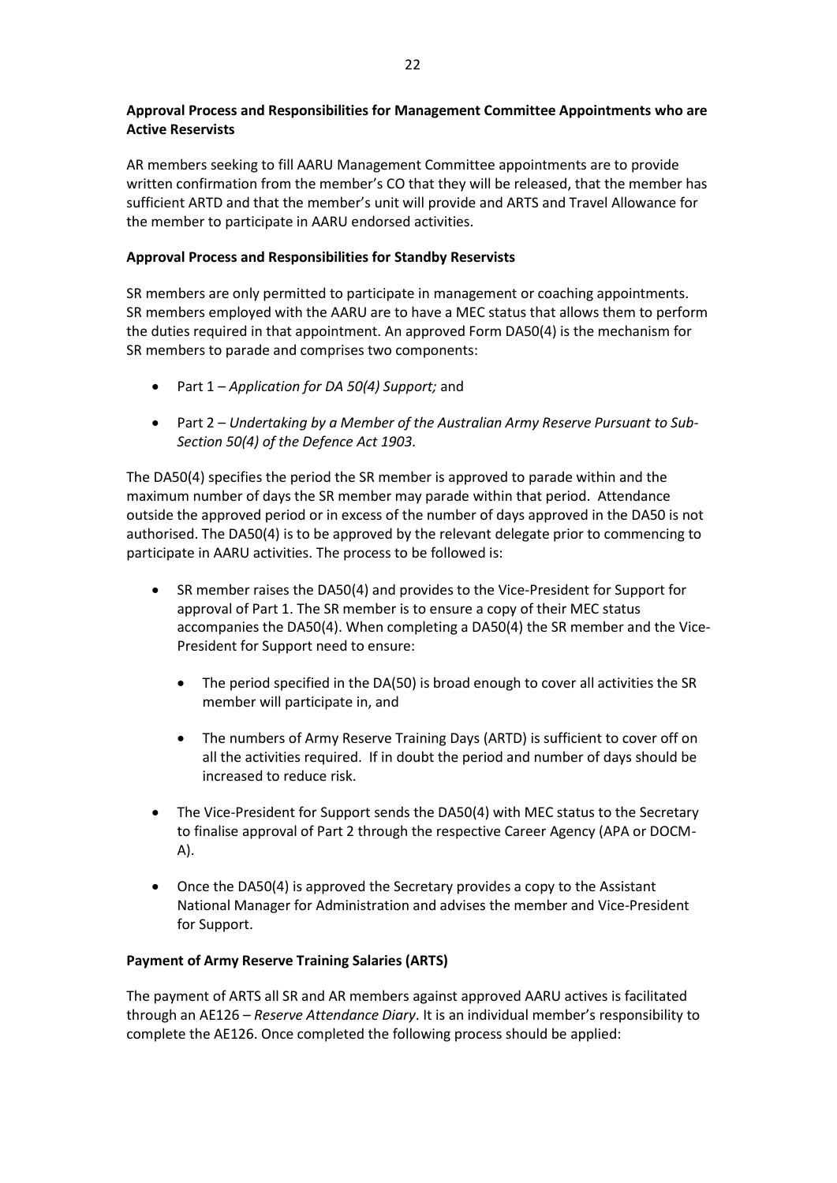**Approval Process and Responsibilities for Management Committee Appointments who are Active Reservists**

AR members seeking to fill AARU Management Committee appointments are to provide written confirmation from the member's CO that they will be released, that the member has sufficient ARTD and that the member's unit will provide and ARTS and Travel Allowance for the member to participate in AARU endorsed activities.

**Approval Process and Responsibilities for Standby Reservists**

SR members are only permitted to participate in management or coaching appointments. SR members employed with the AARU are to have a MEC status that allows them to perform the duties required in that appointment. An approved Form DA50(4) is the mechanism for SR members to parade and comprises two components:

- Part 1 – *Application for DA 50(4) Support;* and
- Part 2 – *Undertaking by a Member of the Australian Army Reserve Pursuant to Sub-Section 50(4) of the Defence Act 1903.*

The DA50(4) specifies the period the SR member is approved to parade within and the maximum number of days the SR member may parade within that period. Attendance outside the approved period or in excess of the number of days approved in the DA50 is not authorised. The DA50(4) is to be approved by the relevant delegate prior to commencing to participate in AARU activities. The process to be followed is:

- SR member raises the DA50(4) and provides to the Vice-President for Support for approval of Part 1. The SR member is to ensure a copy of their MEC status accompanies the DA50(4). When completing a DA50(4) the SR member and the Vice-President for Support need to ensure:
  - The period specified in the DA(50) is broad enough to cover all activities the SR member will participate in, and
  - The numbers of Army Reserve Training Days (ARTD) is sufficient to cover off on all the activities required. If in doubt the period and number of days should be increased to reduce risk.
- The Vice-President for Support sends the DA50(4) with MEC status to the Secretary to finalise approval of Part 2 through the respective Career Agency (APA or DOCM-A).
- Once the DA50(4) is approved the Secretary provides a copy to the Assistant National Manager for Administration and advises the member and Vice-President for Support.

**Payment of Army Reserve Training Salaries (ARTS)**

The payment of ARTS all SR and AR members against approved AARU actives is facilitated through an AE126 – *Reserve Attendance Diary*. It is an individual member's responsibility to complete the AE126. Once completed the following process should be applied: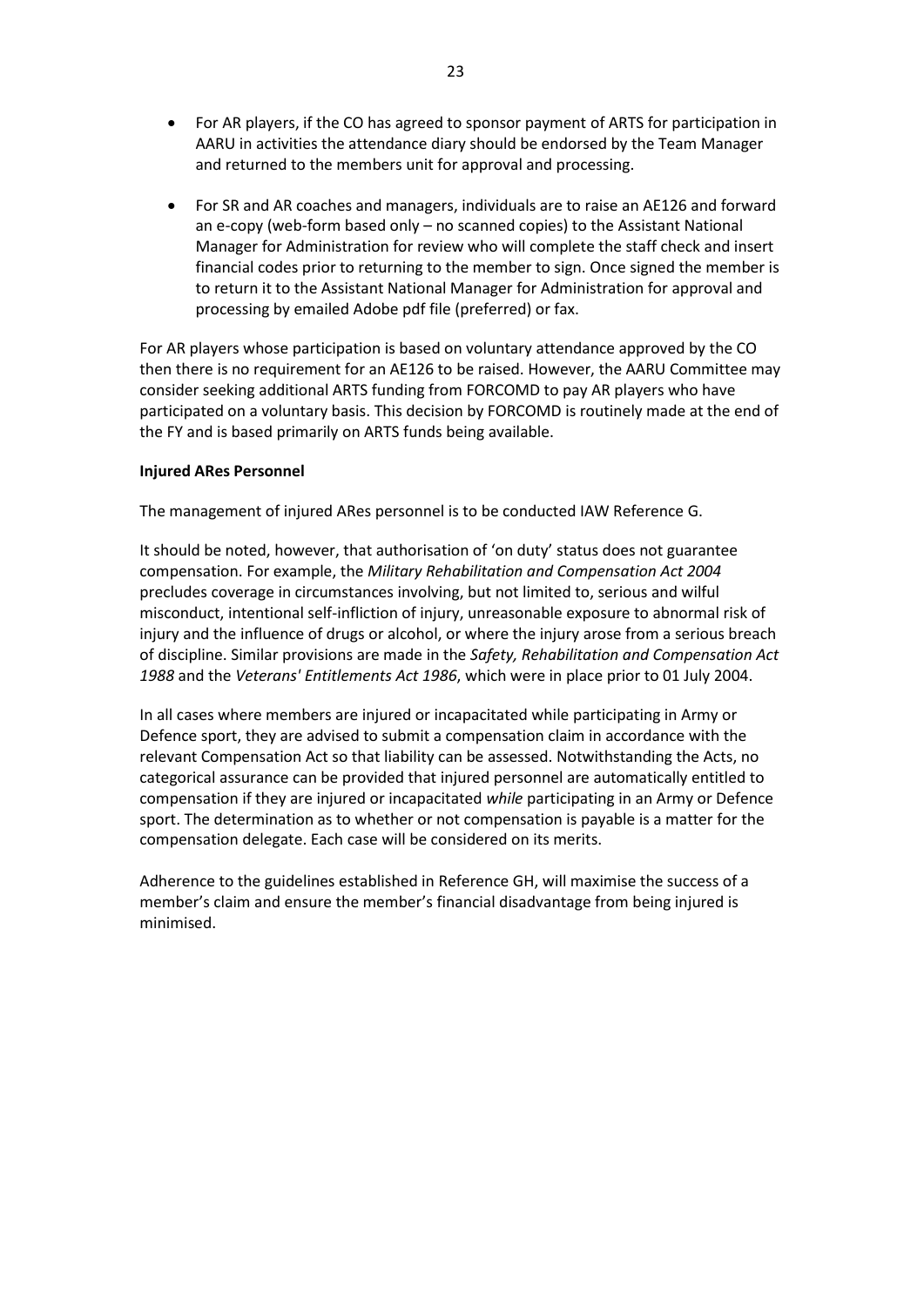- For AR players, if the CO has agreed to sponsor payment of ARTS for participation in AARU in activities the attendance diary should be endorsed by the Team Manager and returned to the members unit for approval and processing.

- For SR and AR coaches and managers, individuals are to raise an AE126 and forward an e-copy (web-form based only – no scanned copies) to the Assistant National Manager for Administration for review who will complete the staff check and insert financial codes prior to returning to the member to sign. Once signed the member is to return it to the Assistant National Manager for Administration for approval and processing by emailed Adobe pdf file (preferred) or fax.

For AR players whose participation is based on voluntary attendance approved by the CO then there is no requirement for an AE126 to be raised. However, the AARU Committee may consider seeking additional ARTS funding from FORCOMD to pay AR players who have participated on a voluntary basis. This decision by FORCOMD is routinely made at the end of the FY and is based primarily on ARTS funds being available.

**Injured ARes Personnel**

The management of injured ARes personnel is to be conducted IAW Reference G.

It should be noted, however, that authorisation of 'on duty' status does not guarantee compensation. For example, the *Military Rehabilitation and Compensation Act 2004* precludes coverage in circumstances involving, but not limited to, serious and wilful misconduct, intentional self-infliction of injury, unreasonable exposure to abnormal risk of injury and the influence of drugs or alcohol, or where the injury arose from a serious breach of discipline. Similar provisions are made in the *Safety, Rehabilitation and Compensation Act 1988* and the *Veterans' Entitlements Act 1986*, which were in place prior to 01 July 2004.

In all cases where members are injured or incapacitated while participating in Army or Defence sport, they are advised to submit a compensation claim in accordance with the relevant Compensation Act so that liability can be assessed. Notwithstanding the Acts, no categorical assurance can be provided that injured personnel are automatically entitled to compensation if they are injured or incapacitated *while* participating in an Army or Defence sport. The determination as to whether or not compensation is payable is a matter for the compensation delegate. Each case will be considered on its merits.

Adherence to the guidelines established in Reference GH, will maximise the success of a member's claim and ensure the member's financial disadvantage from being injured is minimised.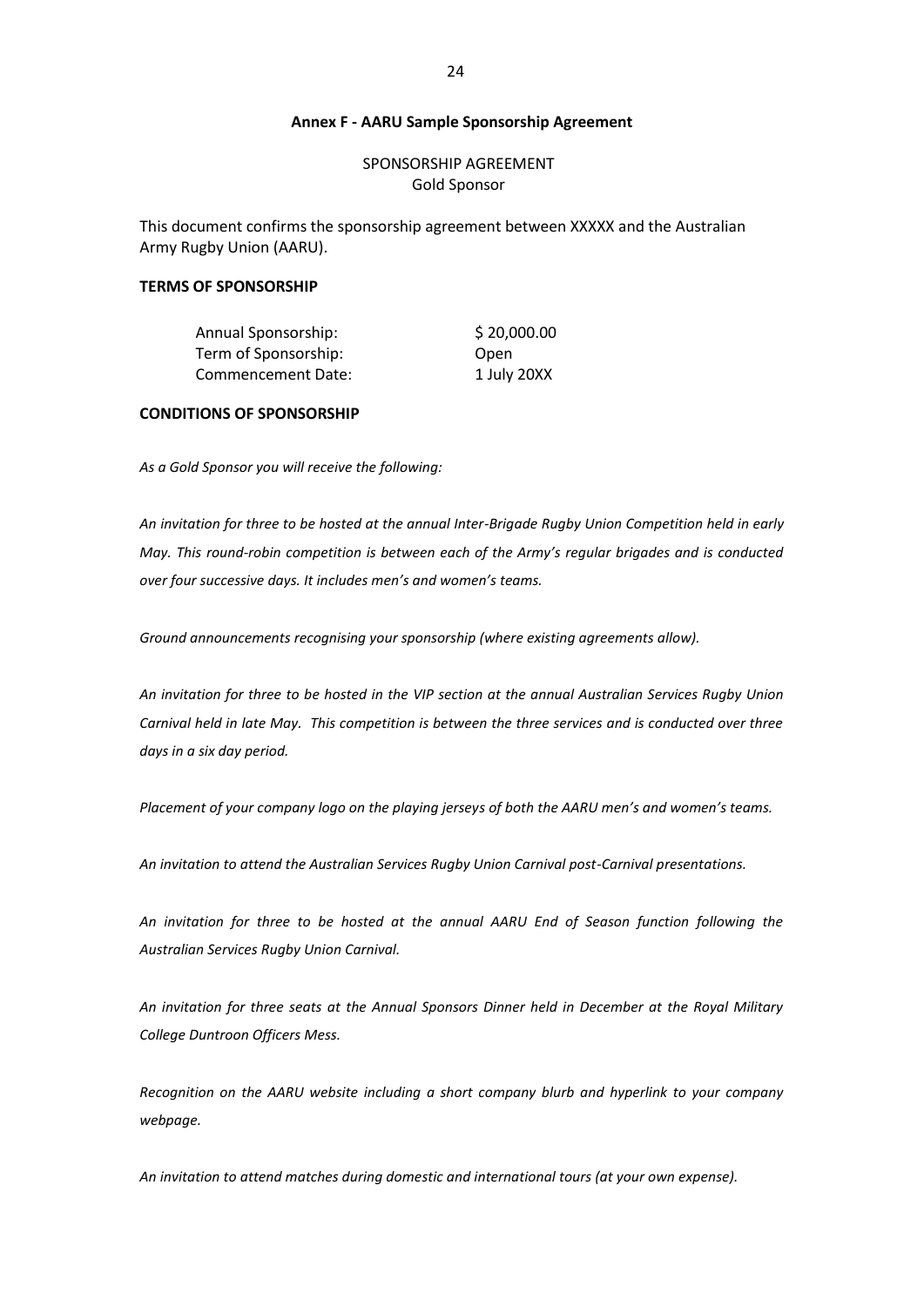**Annex F - AARU Sample Sponsorship Agreement**

SPONSORSHIP AGREEMENT
Gold Sponsor

This document confirms the sponsorship agreement between XXXXX and the Australian Army Rugby Union (AARU).

**TERMS OF SPONSORSHIP**

| | |
|---|---|
| Annual Sponsorship: | $ 20,000.00 |
| Term of Sponsorship: | Open |
| Commencement Date: | 1 July 20XX |

**CONDITIONS OF SPONSORSHIP**

*As a Gold Sponsor you will receive the following:*

*An invitation for three to be hosted at the annual Inter-Brigade Rugby Union Competition held in early May. This round-robin competition is between each of the Army's regular brigades and is conducted over four successive days. It includes men's and women's teams.*

*Ground announcements recognising your sponsorship (where existing agreements allow).*

*An invitation for three to be hosted in the VIP section at the annual Australian Services Rugby Union Carnival held in late May. This competition is between the three services and is conducted over three days in a six day period.*

*Placement of your company logo on the playing jerseys of both the AARU men's and women's teams.*

*An invitation to attend the Australian Services Rugby Union Carnival post-Carnival presentations.*

*An invitation for three to be hosted at the annual AARU End of Season function following the Australian Services Rugby Union Carnival.*

*An invitation for three seats at the Annual Sponsors Dinner held in December at the Royal Military College Duntroon Officers Mess.*

*Recognition on the AARU website including a short company blurb and hyperlink to your company webpage.*

*An invitation to attend matches during domestic and international tours (at your own expense).*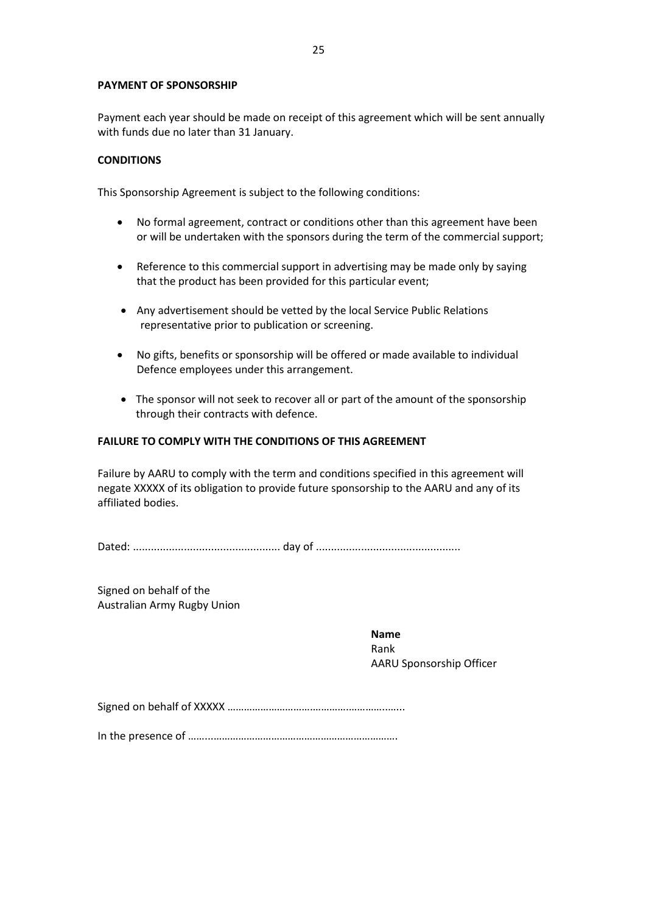**PAYMENT OF SPONSORSHIP**

Payment each year should be made on receipt of this agreement which will be sent annually with funds due no later than 31 January.

**CONDITIONS**

This Sponsorship Agreement is subject to the following conditions:

- No formal agreement, contract or conditions other than this agreement have been or will be undertaken with the sponsors during the term of the commercial support;
- Reference to this commercial support in advertising may be made only by saying that the product has been provided for this particular event;
- Any advertisement should be vetted by the local Service Public Relations representative prior to publication or screening.
- No gifts, benefits or sponsorship will be offered or made available to individual Defence employees under this arrangement.
- The sponsor will not seek to recover all or part of the amount of the sponsorship through their contracts with defence.

**FAILURE TO COMPLY WITH THE CONDITIONS OF THIS AGREEMENT**

Failure by AARU to comply with the term and conditions specified in this agreement will negate XXXXX of its obligation to provide future sponsorship to the AARU and any of its affiliated bodies.

Dated: ................................................ day of ...............................................

Signed on behalf of the
Australian Army Rugby Union

**Name**
Rank
AARU Sponsorship Officer

Signed on behalf of XXXXX ……………………………………………….……..

In the presence of ……..………………………………………………………….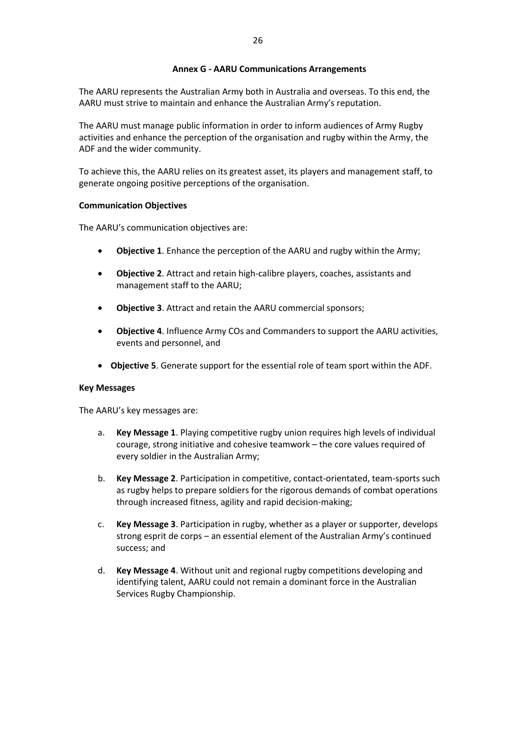## Annex G - AARU Communications Arrangements

The AARU represents the Australian Army both in Australia and overseas. To this end, the AARU must strive to maintain and enhance the Australian Army's reputation.

The AARU must manage public information in order to inform audiences of Army Rugby activities and enhance the perception of the organisation and rugby within the Army, the ADF and the wider community.

To achieve this, the AARU relies on its greatest asset, its players and management staff, to generate ongoing positive perceptions of the organisation.

### Communication Objectives

The AARU's communication objectives are:

- **Objective 1**. Enhance the perception of the AARU and rugby within the Army;
- **Objective 2**. Attract and retain high-calibre players, coaches, assistants and management staff to the AARU;
- **Objective 3**. Attract and retain the AARU commercial sponsors;
- **Objective 4**. Influence Army COs and Commanders to support the AARU activities, events and personnel, and
- **Objective 5**. Generate support for the essential role of team sport within the ADF.

### Key Messages

The AARU's key messages are:

a. **Key Message 1**. Playing competitive rugby union requires high levels of individual courage, strong initiative and cohesive teamwork – the core values required of every soldier in the Australian Army;

b. **Key Message 2**. Participation in competitive, contact-orientated, team-sports such as rugby helps to prepare soldiers for the rigorous demands of combat operations through increased fitness, agility and rapid decision-making;

c. **Key Message 3**. Participation in rugby, whether as a player or supporter, develops strong esprit de corps – an essential element of the Australian Army's continued success; and

d. **Key Message 4**. Without unit and regional rugby competitions developing and identifying talent, AARU could not remain a dominant force in the Australian Services Rugby Championship.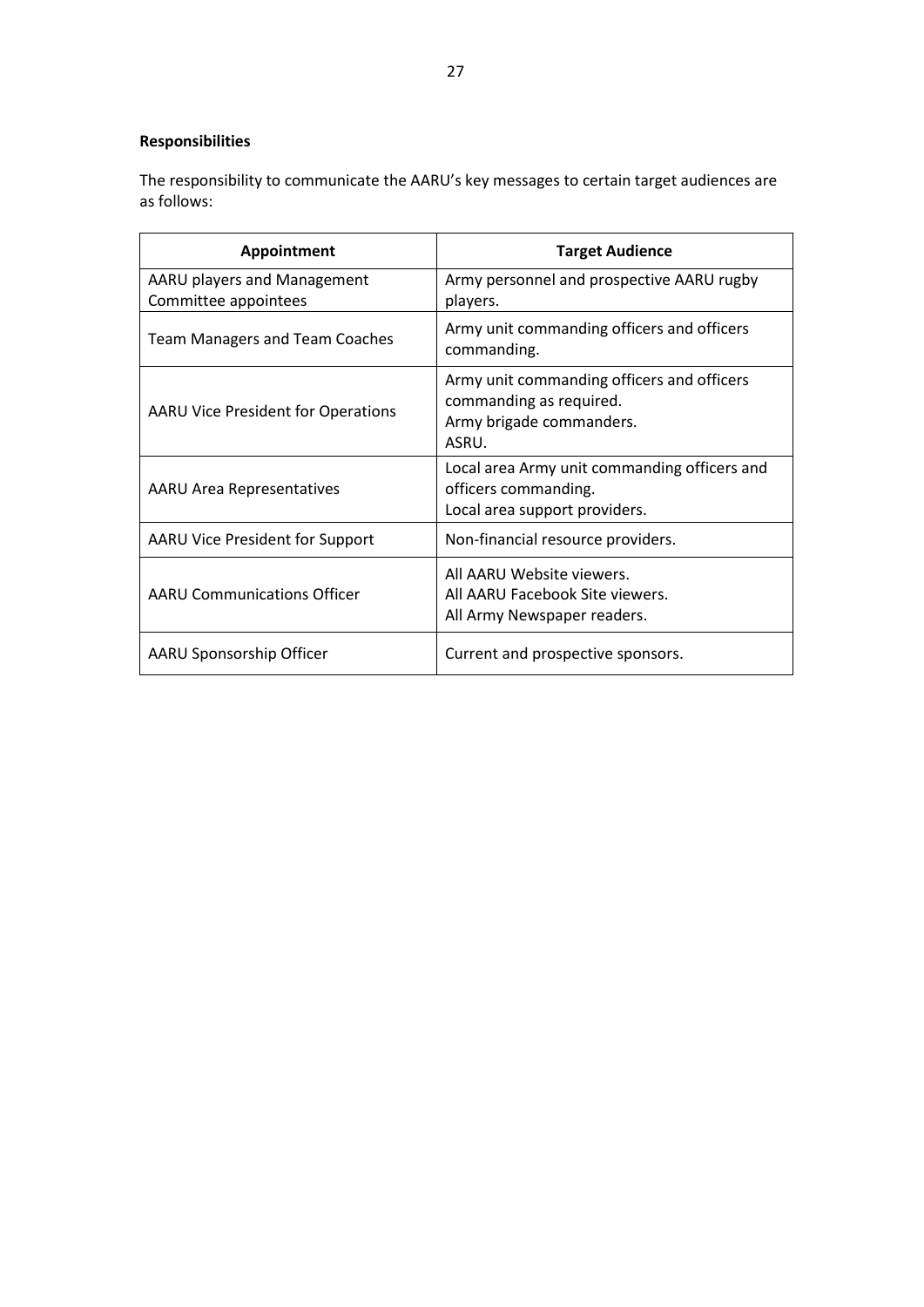**Responsibilities**

The responsibility to communicate the AARU's key messages to certain target audiences are as follows:

| Appointment | Target Audience |
| --- | --- |
| AARU players and Management Committee appointees | Army personnel and prospective AARU rugby players. |
| Team Managers and Team Coaches | Army unit commanding officers and officers commanding. |
| AARU Vice President for Operations | Army unit commanding officers and officers commanding as required.<br>Army brigade commanders.<br>ASRU. |
| AARU Area Representatives | Local area Army unit commanding officers and officers commanding.<br>Local area support providers. |
| AARU Vice President for Support | Non-financial resource providers. |
| AARU Communications Officer | All AARU Website viewers.<br>All AARU Facebook Site viewers.<br>All Army Newspaper readers. |
| AARU Sponsorship Officer | Current and prospective sponsors. |